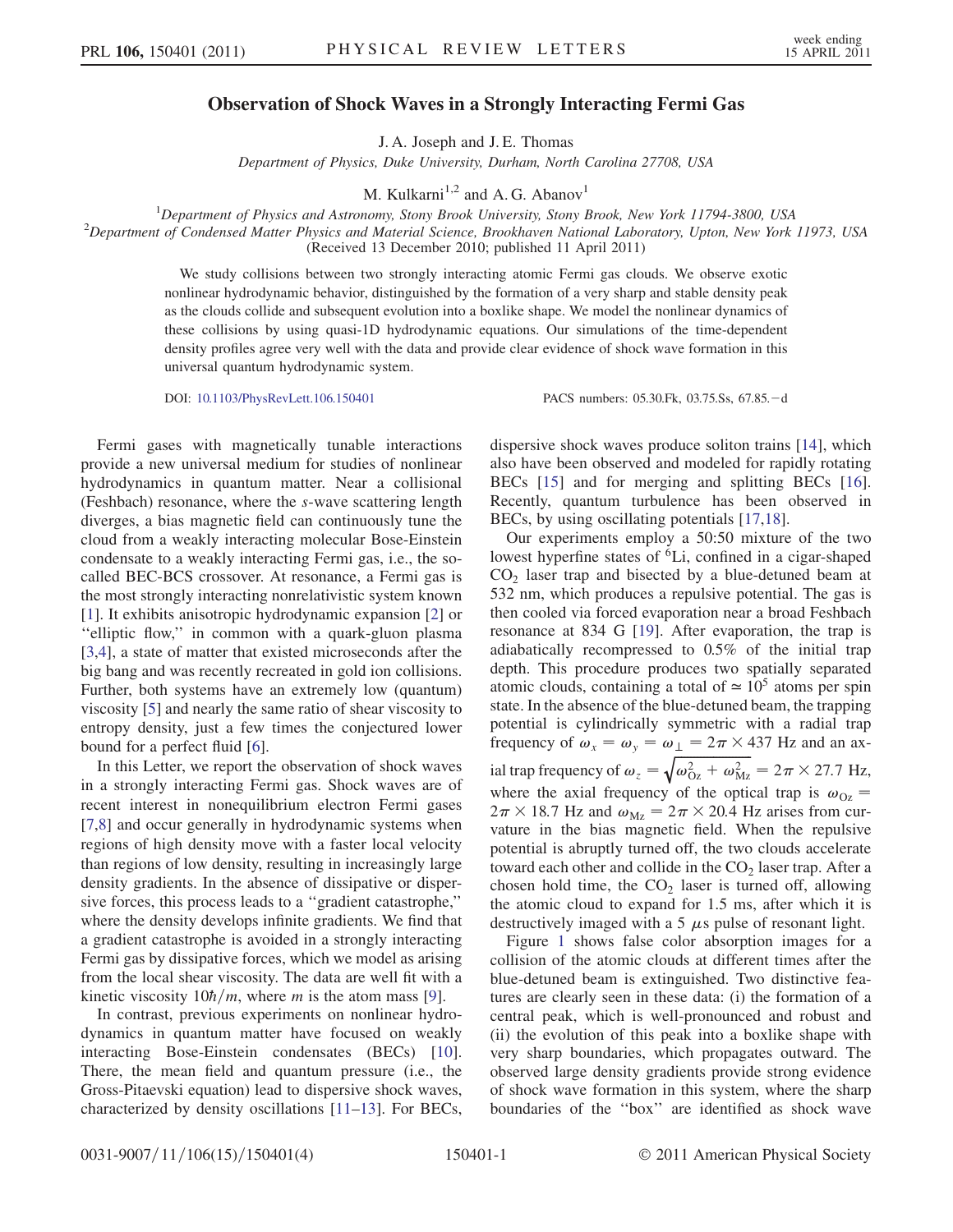# Observation of Shock Waves in a Strongly Interacting Fermi Gas

J. A. Joseph and J. E. Thomas

*Department of Physics, Duke University, Durham, North Carolina 27708, USA*

M. Kulkarni[1,2] and A. G. Abanov[1]

[1]*Department of Physics and Astronomy, Stony Brook University, Stony Brook, New York 11794-3800, USA*

[2]*Department of Condensed Matter Physics and Material Science, Brookhaven National Laboratory, Upton, New York 11973, USA*

(Received 13 December 2010; published 11 April 2011)

We study collisions between two strongly interacting atomic Fermi gas clouds. We observe exotic nonlinear hydrodynamic behavior, distinguished by the formation of a very sharp and stable density peak as the clouds collide and subsequent evolution into a boxlike shape. We model the nonlinear dynamics of these collisions by using quasi-1D hydrodynamic equations. Our simulations of the time-dependent density profiles agree very well with the data and provide clear evidence of shock wave formation in this universal quantum hydrodynamic system.

DOI: 10.1103/PhysRevLett.106.150401 PACS numbers: 05.30.Fk, 03.75.Ss, 67.85.−d

Fermi gases with magnetically tunable interactions provide a new universal medium for studies of nonlinear hydrodynamics in quantum matter. Near a collisional (Feshbach) resonance, where the $s$-wave scattering length diverges, a bias magnetic field can continuously tune the cloud from a weakly interacting molecular Bose-Einstein condensate to a weakly interacting Fermi gas, i.e., the so-called BEC-BCS crossover. At resonance, a Fermi gas is the most strongly interacting nonrelativistic system known [1]. It exhibits anisotropic hydrodynamic expansion [2] or "elliptic flow," in common with a quark-gluon plasma [3,4], a state of matter that existed microseconds after the big bang and was recently recreated in gold ion collisions. Further, both systems have an extremely low (quantum) viscosity [5] and nearly the same ratio of shear viscosity to entropy density, just a few times the conjectured lower bound for a perfect fluid [6].

In this Letter, we report the observation of shock waves in a strongly interacting Fermi gas. Shock waves are of recent interest in nonequilibrium electron Fermi gases [7,8] and occur generally in hydrodynamic systems when regions of high density move with a faster local velocity than regions of low density, resulting in increasingly large density gradients. In the absence of dissipative or dispersive forces, this process leads to a "gradient catastrophe," where the density develops infinite gradients. We find that a gradient catastrophe is avoided in a strongly interacting Fermi gas by dissipative forces, which we model as arising from the local shear viscosity. The data are well fit with a kinetic viscosity $10\hbar/m$, where $m$ is the atom mass [9].

In contrast, previous experiments on nonlinear hydrodynamics in quantum matter have focused on weakly interacting Bose-Einstein condensates (BECs) [10]. There, the mean field and quantum pressure (i.e., the Gross-Pitaevski equation) lead to dispersive shock waves, characterized by density oscillations [11–13]. For BECs, dispersive shock waves produce soliton trains [14], which also have been observed and modeled for rapidly rotating BECs [15] and for merging and splitting BECs [16]. Recently, quantum turbulence has been observed in BECs, by using oscillating potentials [17,18].

Our experiments employ a 50:50 mixture of the two lowest hyperfine states of $^6$Li, confined in a cigar-shaped $CO_2$ laser trap and bisected by a blue-detuned beam at 532 nm, which produces a repulsive potential. The gas is then cooled via forced evaporation near a broad Feshbach resonance at 834 G [19]. After evaporation, the trap is adiabatically recompressed to 0.5% of the initial trap depth. This procedure produces two spatially separated atomic clouds, containing a total of $\simeq 10^5$ atoms per spin state. In the absence of the blue-detuned beam, the trapping potential is cylindrically symmetric with a radial trap frequency of $\omega_x = \omega_y = \omega_\perp = 2\pi \times 437$ Hz and an axial trap frequency of $\omega_z = \sqrt{\omega_{Oz}^2 + \omega_{Mz}^2} = 2\pi \times 27.7$ Hz, where the axial frequency of the optical trap is $\omega_{Oz} = 2\pi \times 18.7$ Hz and $\omega_{Mz} = 2\pi \times 20.4$ Hz arises from curvature in the bias magnetic field. When the repulsive potential is abruptly turned off, the two clouds accelerate toward each other and collide in the $CO_2$ laser trap. After a chosen hold time, the $CO_2$ laser is turned off, allowing the atomic cloud to expand for 1.5 ms, after which it is destructively imaged with a 5 $\mu$s pulse of resonant light.

Figure 1 shows false color absorption images for a collision of the atomic clouds at different times after the blue-detuned beam is extinguished. Two distinctive features are clearly seen in these data: (i) the formation of a central peak, which is well-pronounced and robust and (ii) the evolution of this peak into a boxlike shape with very sharp boundaries, which propagates outward. The observed large density gradients provide strong evidence of shock wave formation in this system, where the sharp boundaries of the "box" are identified as shock wave

0031-9007/11/106(15)/150401(4) © 2011 American Physical Society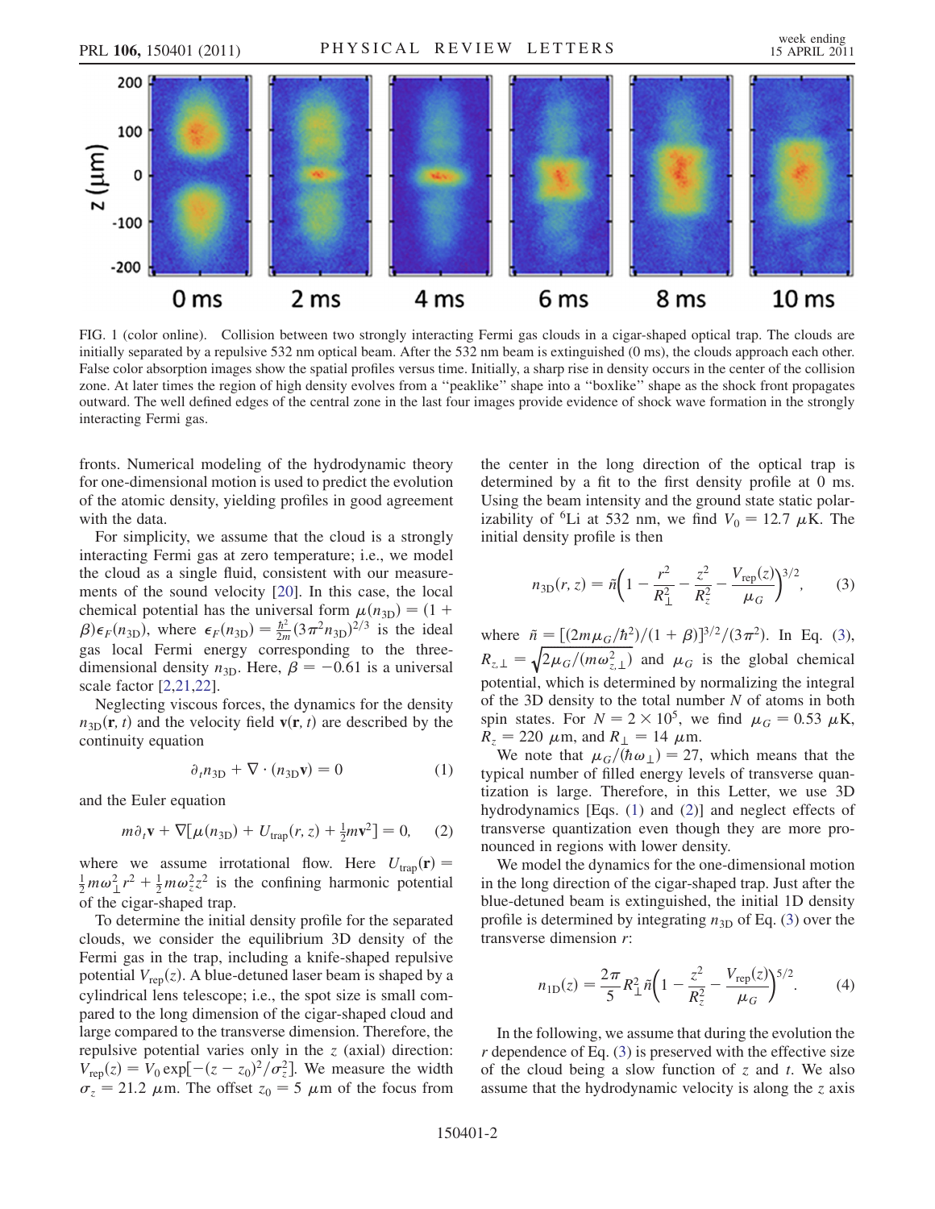FIG. 1 (color online). Collision between two strongly interacting Fermi gas clouds in a cigar-shaped optical trap. The clouds are initially separated by a repulsive 532 nm optical beam. After the 532 nm beam is extinguished (0 ms), the clouds approach each other. False color absorption images show the spatial profiles versus time. Initially, a sharp rise in density occurs in the center of the collision zone. At later times the region of high density evolves from a "peaklike" shape into a "boxlike" shape as the shock front propagates outward. The well defined edges of the central zone in the last four images provide evidence of shock wave formation in the strongly interacting Fermi gas.

fronts. Numerical modeling of the hydrodynamic theory for one-dimensional motion is used to predict the evolution of the atomic density, yielding profiles in good agreement with the data.

For simplicity, we assume that the cloud is a strongly interacting Fermi gas at zero temperature; i.e., we model the cloud as a single fluid, consistent with our measurements of the sound velocity [20]. In this case, the local chemical potential has the universal form $\mu(n_{3D}) = (1+\beta)\epsilon_F(n_{3D})$, where $\epsilon_F(n_{3D}) = \frac{\hbar^2}{2m}(3\pi^2 n_{3D})^{2/3}$ is the ideal gas local Fermi energy corresponding to the three-dimensional density $n_{3D}$. Here, $\beta = -0.61$ is a universal scale factor [2,21,22].

Neglecting viscous forces, the dynamics for the density $n_{3D}(\mathbf{r}, t)$ and the velocity field $\mathbf{v}(\mathbf{r}, t)$ are described by the continuity equation

$$\partial_t n_{3D} + \nabla \cdot (n_{3D}\mathbf{v}) = 0 \tag{1}$$

and the Euler equation

$$m\partial_t \mathbf{v} + \nabla[\mu(n_{3D}) + U_{\text{trap}}(r, z) + \tfrac{1}{2}m\mathbf{v}^2] = 0, \tag{2}$$

where we assume irrotational flow. Here $U_{\text{trap}}(\mathbf{r}) = \frac{1}{2}m\omega_\perp^2 r^2 + \frac{1}{2}m\omega_z^2 z^2$ is the confining harmonic potential of the cigar-shaped trap.

To determine the initial density profile for the separated clouds, we consider the equilibrium 3D density of the Fermi gas in the trap, including a knife-shaped repulsive potential $V_{\text{rep}}(z)$. A blue-detuned laser beam is shaped by a cylindrical lens telescope; i.e., the spot size is small compared to the long dimension of the cigar-shaped cloud and large compared to the transverse dimension. Therefore, the repulsive potential varies only in the $z$ (axial) direction: $V_{\text{rep}}(z) = V_0 \exp[-(z - z_0)^2/\sigma_z^2]$. We measure the width $\sigma_z = 21.2$ $\mu$m. The offset $z_0 = 5$ $\mu$m of the focus from the center in the long direction of the optical trap is determined by a fit to the first density profile at 0 ms. Using the beam intensity and the ground state static polarizability of $^6$Li at 532 nm, we find $V_0 = 12.7$ $\mu$K. The initial density profile is then

$$n_{3D}(r, z) = \tilde{n}\left(1 - \frac{r^2}{R_\perp^2} - \frac{z^2}{R_z^2} - \frac{V_{\text{rep}}(z)}{\mu_G}\right)^{3/2}, \tag{3}$$

where $\tilde{n} = [(2m\mu_G/\hbar^2)/(1+\beta)]^{3/2}/(3\pi^2)$. In Eq. (3), $R_{z,\perp} = \sqrt{2\mu_G/(m\omega_{z,\perp}^2)}$ and $\mu_G$ is the global chemical potential, which is determined by normalizing the integral of the 3D density to the total number $N$ of atoms in both spin states. For $N = 2 \times 10^5$, we find $\mu_G = 0.53$ $\mu$K, $R_z = 220$ $\mu$m, and $R_\perp = 14$ $\mu$m.

We note that $\mu_G/(\hbar\omega_\perp) = 27$, which means that the typical number of filled energy levels of transverse quantization is large. Therefore, in this Letter, we use 3D hydrodynamics [Eqs. (1) and (2)] and neglect effects of transverse quantization even though they are more pronounced in regions with lower density.

We model the dynamics for the one-dimensional motion in the long direction of the cigar-shaped trap. Just after the blue-detuned beam is extinguished, the initial 1D density profile is determined by integrating $n_{3D}$ of Eq. (3) over the transverse dimension $r$:

$$n_{1D}(z) = \frac{2\pi}{5}R_\perp^2 \tilde{n}\left(1 - \frac{z^2}{R_z^2} - \frac{V_{\text{rep}}(z)}{\mu_G}\right)^{5/2}. \tag{4}$$

In the following, we assume that during the evolution the $r$ dependence of Eq. (3) is preserved with the effective size of the cloud being a slow function of $z$ and $t$. We also assume that the hydrodynamic velocity is along the $z$ axis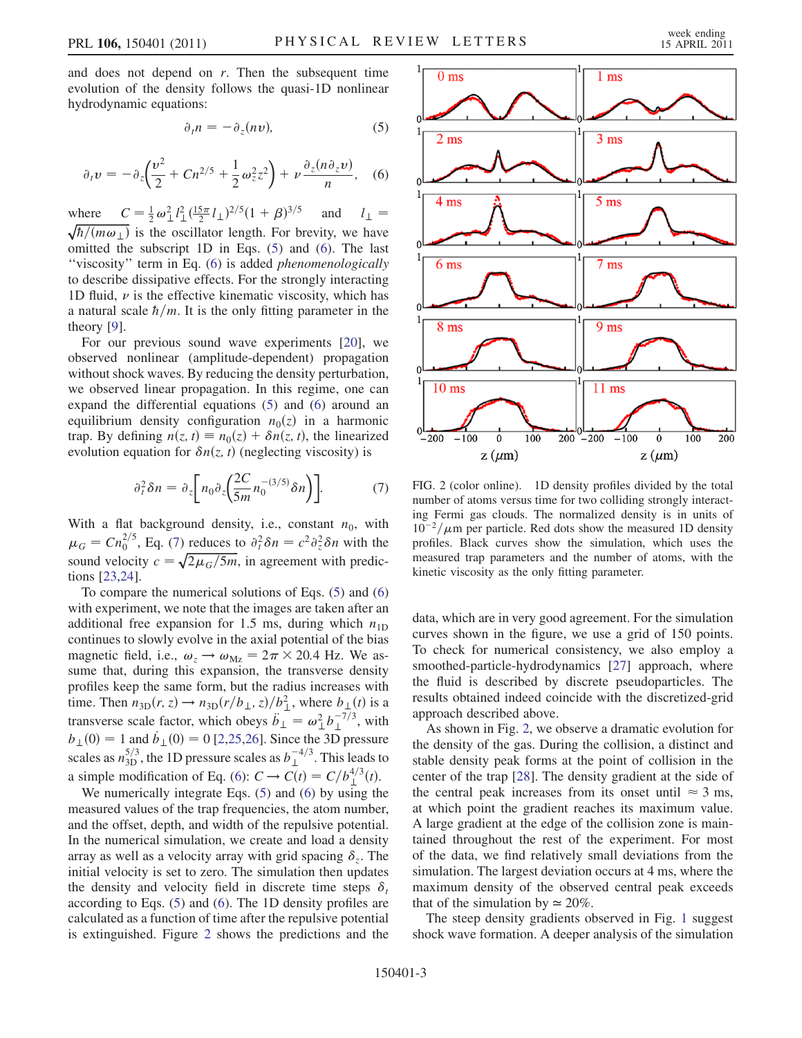and does not depend on $r$. Then the subsequent time evolution of the density follows the quasi-1D nonlinear hydrodynamic equations:

$$\partial_t n = -\partial_z(nv), \tag{5}$$

$$\partial_t v = -\partial_z\left(\frac{v^2}{2} + Cn^{2/5} + \frac{1}{2}\omega_z^2 z^2\right) + \nu \frac{\partial_z(n\partial_z v)}{n}, \tag{6}$$

where $C = \frac{1}{2}\omega_\perp^2 l_\perp^2 (\frac{15\pi}{2} l_\perp)^{2/5}(1+\beta)^{3/5}$ and $l_\perp = \sqrt{\hbar/(m\omega_\perp)}$ is the oscillator length. For brevity, we have omitted the subscript 1D in Eqs. (5) and (6). The last "viscosity" term in Eq. (6) is added *phenomenologically* to describe dissipative effects. For the strongly interacting 1D fluid, $\nu$ is the effective kinematic viscosity, which has a natural scale $\hbar/m$. It is the only fitting parameter in the theory [9].

For our previous sound wave experiments [20], we observed nonlinear (amplitude-dependent) propagation without shock waves. By reducing the density perturbation, we observed linear propagation. In this regime, one can expand the differential equations (5) and (6) around an equilibrium density configuration $n_0(z)$ in a harmonic trap. By defining $n(z,t) \equiv n_0(z) + \delta n(z,t)$, the linearized evolution equation for $\delta n(z,t)$ (neglecting viscosity) is

$$\partial_t^2 \delta n = \partial_z\left[n_0 \partial_z\left(\frac{2C}{5m} n_0^{-(3/5)} \delta n\right)\right]. \tag{7}$$

With a flat background density, i.e., constant $n_0$, with $\mu_G = Cn_0^{2/5}$, Eq. (7) reduces to $\partial_t^2 \delta n = c^2 \partial_z^2 \delta n$ with the sound velocity $c = \sqrt{2\mu_G/5m}$, in agreement with predictions [23,24].

To compare the numerical solutions of Eqs. (5) and (6) with experiment, we note that the images are taken after an additional free expansion for 1.5 ms, during which $n_{1\mathrm{D}}$ continues to slowly evolve in the axial potential of the bias magnetic field, i.e., $\omega_z \to \omega_{Mz} = 2\pi \times 20.4$ Hz. We assume that, during this expansion, the transverse density profiles keep the same form, but the radius increases with time. Then $n_{3\mathrm{D}}(r,z) \to n_{3\mathrm{D}}(r/b_\perp, z)/b_\perp^2$, where $b_\perp(t)$ is a transverse scale factor, which obeys $\ddot{b}_\perp = \omega_\perp^2 b_\perp^{-7/3}$, with $b_\perp(0) = 1$ and $\dot{b}_\perp(0) = 0$ [2,25,26]. Since the 3D pressure scales as $n_{3\mathrm{D}}^{5/3}$, the 1D pressure scales as $b_\perp^{-4/3}$. This leads to a simple modification of Eq. (6): $C \to C(t) = C/b_\perp^{4/3}(t)$.

We numerically integrate Eqs. (5) and (6) by using the measured values of the trap frequencies, the atom number, and the offset, depth, and width of the repulsive potential. In the numerical simulation, we create and load a density array as well as a velocity array with grid spacing $\delta_z$. The initial velocity is set to zero. The simulation then updates the density and velocity field in discrete time steps $\delta_t$ according to Eqs. (5) and (6). The 1D density profiles are calculated as a function of time after the repulsive potential is extinguished. Figure 2 shows the predictions and the data, which are in very good agreement. For the simulation curves shown in the figure, we use a grid of 150 points. To check for numerical consistency, we also employ a smoothed-particle-hydrodynamics [27] approach, where the fluid is described by discrete pseudoparticles. The results obtained indeed coincide with the discretized-grid approach described above.

FIG. 2 (color online). 1D density profiles divided by the total number of atoms versus time for two colliding strongly interacting Fermi gas clouds. The normalized density is in units of $10^{-2}/\mu$m per particle. Red dots show the measured 1D density profiles. Black curves show the simulation, which uses the measured trap parameters and the number of atoms, with the kinetic viscosity as the only fitting parameter.

As shown in Fig. 2, we observe a dramatic evolution for the density of the gas. During the collision, a distinct and stable density peak forms at the point of collision in the center of the trap [28]. The density gradient at the side of the central peak increases from its onset until $\approx 3$ ms, at which point the gradient reaches its maximum value. A large gradient at the edge of the collision zone is maintained throughout the rest of the experiment. For most of the data, we find relatively small deviations from the simulation. The largest deviation occurs at 4 ms, where the maximum density of the observed central peak exceeds that of the simulation by $\simeq 20\%$.

The steep density gradients observed in Fig. 1 suggest shock wave formation. A deeper analysis of the simulation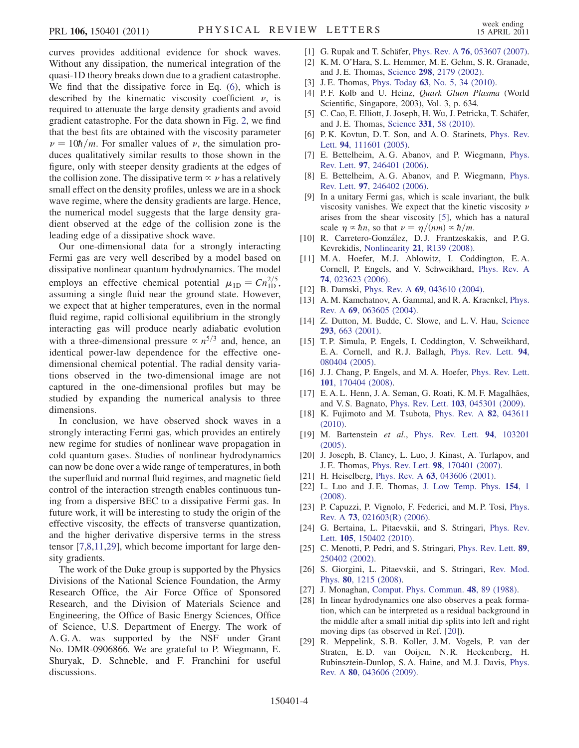curves provides additional evidence for shock waves. Without any dissipation, the numerical integration of the quasi-1D theory breaks down due to a gradient catastrophe. We find that the dissipative force in Eq. (6), which is described by the kinematic viscosity coefficient $\nu$, is required to attenuate the large density gradients and avoid gradient catastrophe. For the data shown in Fig. 2, we find that the best fits are obtained with the viscosity parameter $\nu = 10\hbar/m$. For smaller values of $\nu$, the simulation produces qualitatively similar results to those shown in the figure, only with steeper density gradients at the edges of the collision zone. The dissipative term $\propto \nu$ has a relatively small effect on the density profiles, unless we are in a shock wave regime, where the density gradients are large. Hence, the numerical model suggests that the large density gradient observed at the edge of the collision zone is the leading edge of a dissipative shock wave.

Our one-dimensional data for a strongly interacting Fermi gas are very well described by a model based on dissipative nonlinear quantum hydrodynamics. The model employs an effective chemical potential $\mu_{1D} = C n_{1D}^{2/5}$, assuming a single fluid near the ground state. However, we expect that at higher temperatures, even in the normal fluid regime, rapid collisional equilibrium in the strongly interacting gas will produce nearly adiabatic evolution with a three-dimensional pressure $\propto n^{5/3}$ and, hence, an identical power-law dependence for the effective one-dimensional chemical potential. The radial density variations observed in the two-dimensional image are not captured in the one-dimensional profiles but may be studied by expanding the numerical analysis to three dimensions.

In conclusion, we have observed shock waves in a strongly interacting Fermi gas, which provides an entirely new regime for studies of nonlinear wave propagation in cold quantum gases. Studies of nonlinear hydrodynamics can now be done over a wide range of temperatures, in both the superfluid and normal fluid regimes, and magnetic field control of the interaction strength enables continuous tuning from a dispersive BEC to a dissipative Fermi gas. In future work, it will be interesting to study the origin of the effective viscosity, the effects of transverse quantization, and the higher derivative dispersive terms in the stress tensor [7,8,11,29], which become important for large density gradients.

The work of the Duke group is supported by the Physics Divisions of the National Science Foundation, the Army Research Office, the Air Force Office of Sponsored Research, and the Division of Materials Science and Engineering, the Office of Basic Energy Sciences, Office of Science, U.S. Department of Energy. The work of A. G. A. was supported by the NSF under Grant No. DMR-0906866. We are grateful to P. Wiegmann, E. Shuryak, D. Schneble, and F. Franchini for useful discussions.

[1] G. Rupak and T. Schäfer, Phys. Rev. A **76**, 053607 (2007).
[2] K. M. O'Hara, S. L. Hemmer, M. E. Gehm, S. R. Granade, and J. E. Thomas, Science **298**, 2179 (2002).
[3] J. E. Thomas, Phys. Today **63**, No. 5, 34 (2010).
[4] P. F. Kolb and U. Heinz, *Quark Gluon Plasma* (World Scientific, Singapore, 2003), Vol. 3, p. 634.
[5] C. Cao, E. Elliott, J. Joseph, H. Wu, J. Petricka, T. Schäfer, and J. E. Thomas, Science **331**, 58 (2010).
[6] P. K. Kovtun, D. T. Son, and A. O. Starinets, Phys. Rev. Lett. **94**, 111601 (2005).
[7] E. Bettelheim, A. G. Abanov, and P. Wiegmann, Phys. Rev. Lett. **97**, 246401 (2006).
[8] E. Bettelheim, A. G. Abanov, and P. Wiegmann, Phys. Rev. Lett. **97**, 246402 (2006).
[9] In a unitary Fermi gas, which is scale invariant, the bulk viscosity vanishes. We expect that the kinetic viscosity $\nu$ arises from the shear viscosity [5], which has a natural scale $\eta \propto \hbar n$, so that $\nu = \eta/(nm) \propto \hbar/m$.
[10] R. Carretero-González, D. J. Frantzeskakis, and P. G. Kevrekidis, Nonlinearity **21**, R139 (2008).
[11] M. A. Hoefer, M. J. Ablowitz, I. Coddington, E. A. Cornell, P. Engels, and V. Schweikhard, Phys. Rev. A **74**, 023623 (2006).
[12] B. Damski, Phys. Rev. A **69**, 043610 (2004).
[13] A. M. Kamchatnov, A. Gammal, and R. A. Kraenkel, Phys. Rev. A **69**, 063605 (2004).
[14] Z. Dutton, M. Budde, C. Slowe, and L. V. Hau, Science **293**, 663 (2001).
[15] T. P. Simula, P. Engels, I. Coddington, V. Schweikhard, E. A. Cornell, and R. J. Ballagh, Phys. Rev. Lett. **94**, 080404 (2005).
[16] J. J. Chang, P. Engels, and M. A. Hoefer, Phys. Rev. Lett. **101**, 170404 (2008).
[17] E. A. L. Henn, J. A. Seman, G. Roati, K. M. F. Magalhães, and V. S. Bagnato, Phys. Rev. Lett. **103**, 045301 (2009).
[18] K. Fujimoto and M. Tsubota, Phys. Rev. A **82**, 043611 (2010).
[19] M. Bartenstein *et al.*, Phys. Rev. Lett. **94**, 103201 (2005).
[20] J. Joseph, B. Clancy, L. Luo, J. Kinast, A. Turlapov, and J. E. Thomas, Phys. Rev. Lett. **98**, 170401 (2007).
[21] H. Heiselberg, Phys. Rev. A **63**, 043606 (2001).
[22] L. Luo and J. E. Thomas, J. Low Temp. Phys. **154**, 1 (2008).
[23] P. Capuzzi, P. Vignolo, F. Federici, and M. P. Tosi, Phys. Rev. A **73**, 021603(R) (2006).
[24] G. Bertaina, L. Pitaevskii, and S. Stringari, Phys. Rev. Lett. **105**, 150402 (2010).
[25] C. Menotti, P. Pedri, and S. Stringari, Phys. Rev. Lett. **89**, 250402 (2002).
[26] S. Giorgini, L. Pitaevskii, and S. Stringari, Rev. Mod. Phys. **80**, 1215 (2008).
[27] J. Monaghan, Comput. Phys. Commun. **48**, 89 (1988).
[28] In linear hydrodynamics one also observes a peak formation, which can be interpreted as a residual background in the middle after a small initial dip splits into left and right moving dips (as observed in Ref. [20]).
[29] R. Meppelink, S. B. Koller, J. M. Vogels, P. van der Straten, E. D. van Ooijen, N. R. Heckenberg, H. Rubinsztein-Dunlop, S. A. Haine, and M. J. Davis, Phys. Rev. A **80**, 043606 (2009).